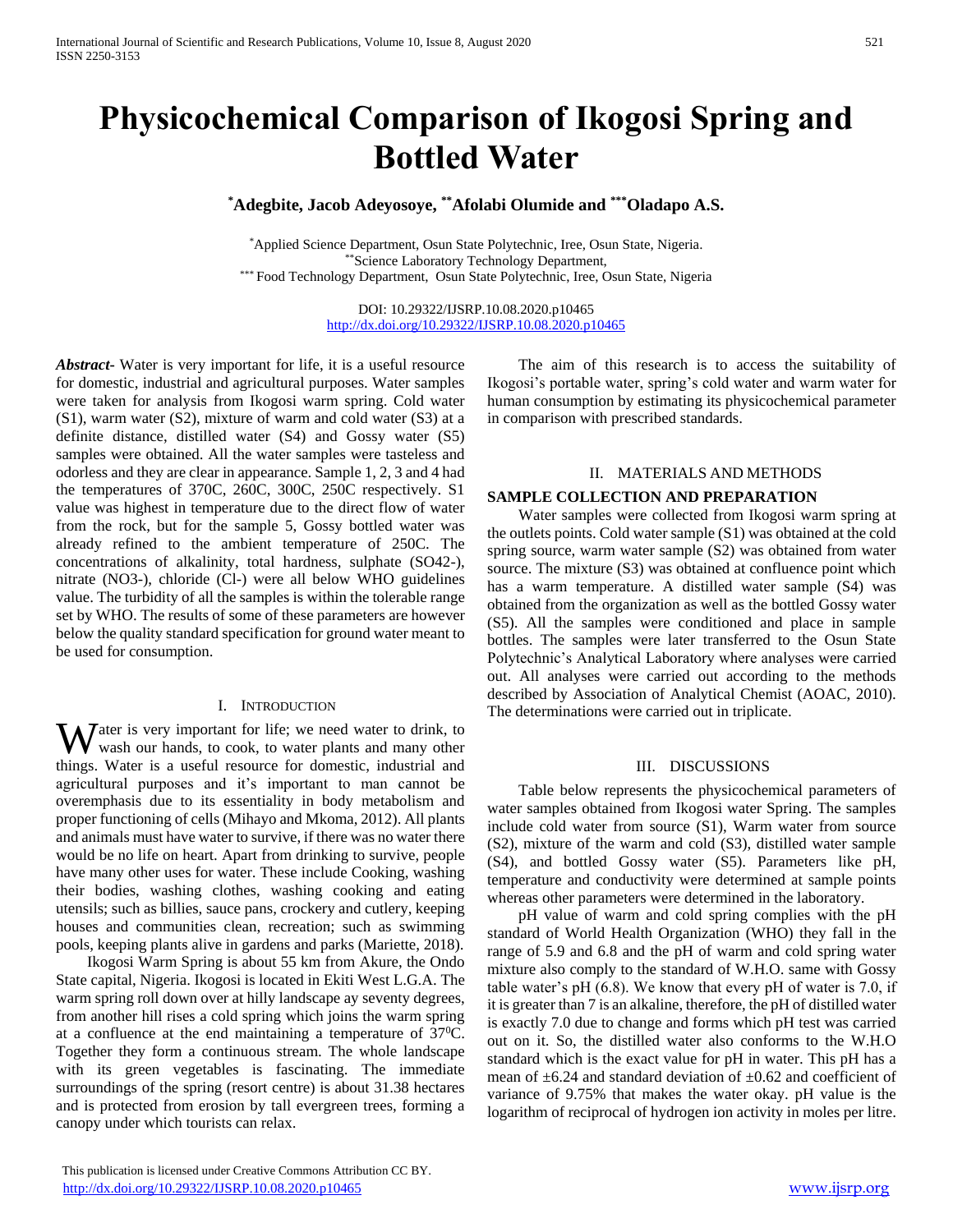# Physicochemical Comparison of Ikogosi Spring and Bottled Water

**[*]Adegbite, Jacob Adeyosoye, [**]Afolabi Olumide and [***]Oladapo A.S.**

[*]Applied Science Department, Osun State Polytechnic, Iree, Osun State, Nigeria.
[**]Science Laboratory Technology Department,
[***] Food Technology Department, Osun State Polytechnic, Iree, Osun State, Nigeria

DOI: 10.29322/IJSRP.10.08.2020.p10465
http://dx.doi.org/10.29322/IJSRP.10.08.2020.p10465

***Abstract***- Water is very important for life, it is a useful resource for domestic, industrial and agricultural purposes. Water samples were taken for analysis from Ikogosi warm spring. Cold water (S1), warm water (S2), mixture of warm and cold water (S3) at a definite distance, distilled water (S4) and Gossy water (S5) samples were obtained. All the water samples were tasteless and odorless and they are clear in appearance. Sample 1, 2, 3 and 4 had the temperatures of 370C, 260C, 300C, 250C respectively. S1 value was highest in temperature due to the direct flow of water from the rock, but for the sample 5, Gossy bottled water was already refined to the ambient temperature of 250C. The concentrations of alkalinity, total hardness, sulphate ($SO_4^{2-}$), nitrate ($NO_3^-$), chloride ($Cl^-$) were all below WHO guidelines value. The turbidity of all the samples is within the tolerable range set by WHO. The results of some of these parameters are however below the quality standard specification for ground water meant to be used for consumption.

## I. Introduction

Water is very important for life; we need water to drink, to wash our hands, to cook, to water plants and many other things. Water is a useful resource for domestic, industrial and agricultural purposes and it's important to man cannot be overemphasis due to its essentiality in body metabolism and proper functioning of cells (Mihayo and Mkoma, 2012). All plants and animals must have water to survive, if there was no water there would be no life on heart. Apart from drinking to survive, people have many other uses for water. These include Cooking, washing their bodies, washing clothes, washing cooking and eating utensils; such as billies, sauce pans, crockery and cutlery, keeping houses and communities clean, recreation; such as swimming pools, keeping plants alive in gardens and parks (Mariette, 2018).

Ikogosi Warm Spring is about 55 km from Akure, the Ondo State capital, Nigeria. Ikogosi is located in Ekiti West L.G.A. The warm spring roll down over at hilly landscape ay seventy degrees, from another hill rises a cold spring which joins the warm spring at a confluence at the end maintaining a temperature of $37^0C$. Together they form a continuous stream. The whole landscape with its green vegetables is fascinating. The immediate surroundings of the spring (resort centre) is about 31.38 hectares and is protected from erosion by tall evergreen trees, forming a canopy under which tourists can relax.

The aim of this research is to access the suitability of Ikogosi's portable water, spring's cold water and warm water for human consumption by estimating its physicochemical parameter in comparison with prescribed standards.

## II. Materials and Methods

### SAMPLE COLLECTION AND PREPARATION

Water samples were collected from Ikogosi warm spring at the outlets points. Cold water sample (S1) was obtained at the cold spring source, warm water sample (S2) was obtained from water source. The mixture (S3) was obtained at confluence point which has a warm temperature. A distilled water sample (S4) was obtained from the organization as well as the bottled Gossy water (S5). All the samples were conditioned and place in sample bottles. The samples were later transferred to the Osun State Polytechnic's Analytical Laboratory where analyses were carried out. All analyses were carried out according to the methods described by Association of Analytical Chemist (AOAC, 2010). The determinations were carried out in triplicate.

## III. Discussions

Table below represents the physicochemical parameters of water samples obtained from Ikogosi water Spring. The samples include cold water from source (S1), Warm water from source (S2), mixture of the warm and cold (S3), distilled water sample (S4), and bottled Gossy water (S5). Parameters like pH, temperature and conductivity were determined at sample points whereas other parameters were determined in the laboratory.

pH value of warm and cold spring complies with the pH standard of World Health Organization (WHO) they fall in the range of 5.9 and 6.8 and the pH of warm and cold spring water mixture also comply to the standard of W.H.O. same with Gossy table water's pH (6.8). We know that every pH of water is 7.0, if it is greater than 7 is an alkaline, therefore, the pH of distilled water is exactly 7.0 due to change and forms which pH test was carried out on it. So, the distilled water also conforms to the W.H.O standard which is the exact value for pH in water. This pH has a mean of ±6.24 and standard deviation of ±0.62 and coefficient of variance of 9.75% that makes the water okay. pH value is the logarithm of reciprocal of hydrogen ion activity in moles per litre.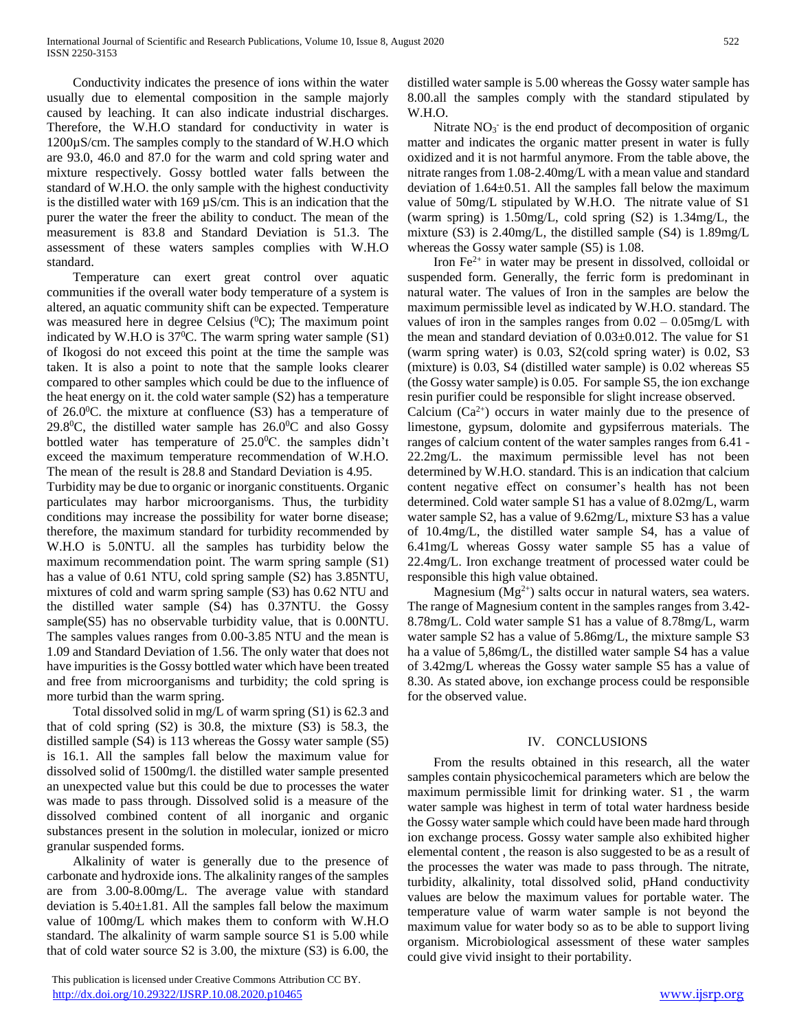Conductivity indicates the presence of ions within the water usually due to elemental composition in the sample majorly caused by leaching. It can also indicate industrial discharges. Therefore, the W.H.O standard for conductivity in water is 1200µS/cm. The samples comply to the standard of W.H.O which are 93.0, 46.0 and 87.0 for the warm and cold spring water and mixture respectively. Gossy bottled water falls between the standard of W.H.O. the only sample with the highest conductivity is the distilled water with 169 µS/cm. This is an indication that the purer the water the freer the ability to conduct. The mean of the measurement is 83.8 and Standard Deviation is 51.3. The assessment of these waters samples complies with W.H.O standard.

Temperature can exert great control over aquatic communities if the overall water body temperature of a system is altered, an aquatic community shift can be expected. Temperature was measured here in degree Celsius ($^0$C); The maximum point indicated by W.H.O is 37$^0$C. The warm spring water sample (S1) of Ikogosi do not exceed this point at the time the sample was taken. It is also a point to note that the sample looks clearer compared to other samples which could be due to the influence of the heat energy on it. the cold water sample (S2) has a temperature of 26.0$^0$C. the mixture at confluence (S3) has a temperature of 29.8$^0$C, the distilled water sample has 26.0$^0$C and also Gossy bottled water has temperature of 25.0$^0$C. the samples didn't exceed the maximum temperature recommendation of W.H.O. The mean of the result is 28.8 and Standard Deviation is 4.95.

Turbidity may be due to organic or inorganic constituents. Organic particulates may harbor microorganisms. Thus, the turbidity conditions may increase the possibility for water borne disease; therefore, the maximum standard for turbidity recommended by W.H.O is 5.0NTU. all the samples has turbidity below the maximum recommendation point. The warm spring sample (S1) has a value of 0.61 NTU, cold spring sample (S2) has 3.85NTU, mixtures of cold and warm spring sample (S3) has 0.62 NTU and the distilled water sample (S4) has 0.37NTU. the Gossy sample(S5) has no observable turbidity value, that is 0.00NTU. The samples values ranges from 0.00-3.85 NTU and the mean is 1.09 and Standard Deviation of 1.56. The only water that does not have impurities is the Gossy bottled water which have been treated and free from microorganisms and turbidity; the cold spring is more turbid than the warm spring.

Total dissolved solid in mg/L of warm spring (S1) is 62.3 and that of cold spring (S2) is 30.8, the mixture (S3) is 58.3, the distilled sample (S4) is 113 whereas the Gossy water sample (S5) is 16.1. All the samples fall below the maximum value for dissolved solid of 1500mg/l. the distilled water sample presented an unexpected value but this could be due to processes the water was made to pass through. Dissolved solid is a measure of the dissolved combined content of all inorganic and organic substances present in the solution in molecular, ionized or micro granular suspended forms.

Alkalinity of water is generally due to the presence of carbonate and hydroxide ions. The alkalinity ranges of the samples are from 3.00-8.00mg/L. The average value with standard deviation is 5.40±1.81. All the samples fall below the maximum value of 100mg/L which makes them to conform with W.H.O standard. The alkalinity of warm sample source S1 is 5.00 while that of cold water source S2 is 3.00, the mixture (S3) is 6.00, the distilled water sample is 5.00 whereas the Gossy water sample has 8.00.all the samples comply with the standard stipulated by W.H.O.

Nitrate $NO_3^-$ is the end product of decomposition of organic matter and indicates the organic matter present in water is fully oxidized and it is not harmful anymore. From the table above, the nitrate ranges from 1.08-2.40mg/L with a mean value and standard deviation of 1.64±0.51. All the samples fall below the maximum value of 50mg/L stipulated by W.H.O. The nitrate value of S1 (warm spring) is 1.50mg/L, cold spring (S2) is 1.34mg/L, the mixture (S3) is 2.40mg/L, the distilled sample (S4) is 1.89mg/L whereas the Gossy water sample (S5) is 1.08.

Iron $Fe^{2+}$ in water may be present in dissolved, colloidal or suspended form. Generally, the ferric form is predominant in natural water. The values of Iron in the samples are below the maximum permissible level as indicated by W.H.O. standard. The values of iron in the samples ranges from 0.02 – 0.05mg/L with the mean and standard deviation of 0.03±0.012. The value for S1 (warm spring water) is 0.03, S2(cold spring water) is 0.02, S3 (mixture) is 0.03, S4 (distilled water sample) is 0.02 whereas S5 (the Gossy water sample) is 0.05. For sample S5, the ion exchange resin purifier could be responsible for slight increase observed.

Calcium ($Ca^{2+}$) occurs in water mainly due to the presence of limestone, gypsum, dolomite and gypsiferrous materials. The ranges of calcium content of the water samples ranges from 6.41 - 22.2mg/L. the maximum permissible level has not been determined by W.H.O. standard. This is an indication that calcium content negative effect on consumer's health has not been determined. Cold water sample S1 has a value of 8.02mg/L, warm water sample S2, has a value of 9.62mg/L, mixture S3 has a value of 10.4mg/L, the distilled water sample S4, has a value of 6.41mg/L whereas Gossy water sample S5 has a value of 22.4mg/L. Iron exchange treatment of processed water could be responsible this high value obtained.

Magnesium ($Mg^{2+}$) salts occur in natural waters, sea waters. The range of Magnesium content in the samples ranges from 3.42-8.78mg/L. Cold water sample S1 has a value of 8.78mg/L, warm water sample S2 has a value of 5.86mg/L, the mixture sample S3 ha a value of 5,86mg/L, the distilled water sample S4 has a value of 3.42mg/L whereas the Gossy water sample S5 has a value of 8.30. As stated above, ion exchange process could be responsible for the observed value.

## IV. CONCLUSIONS

From the results obtained in this research, all the water samples contain physicochemical parameters which are below the maximum permissible limit for drinking water. S1 , the warm water sample was highest in term of total water hardness beside the Gossy water sample which could have been made hard through ion exchange process. Gossy water sample also exhibited higher elemental content , the reason is also suggested to be as a result of the processes the water was made to pass through. The nitrate, turbidity, alkalinity, total dissolved solid, pHand conductivity values are below the maximum values for portable water. The temperature value of warm water sample is not beyond the maximum value for water body so as to be able to support living organism. Microbiological assessment of these water samples could give vivid insight to their portability.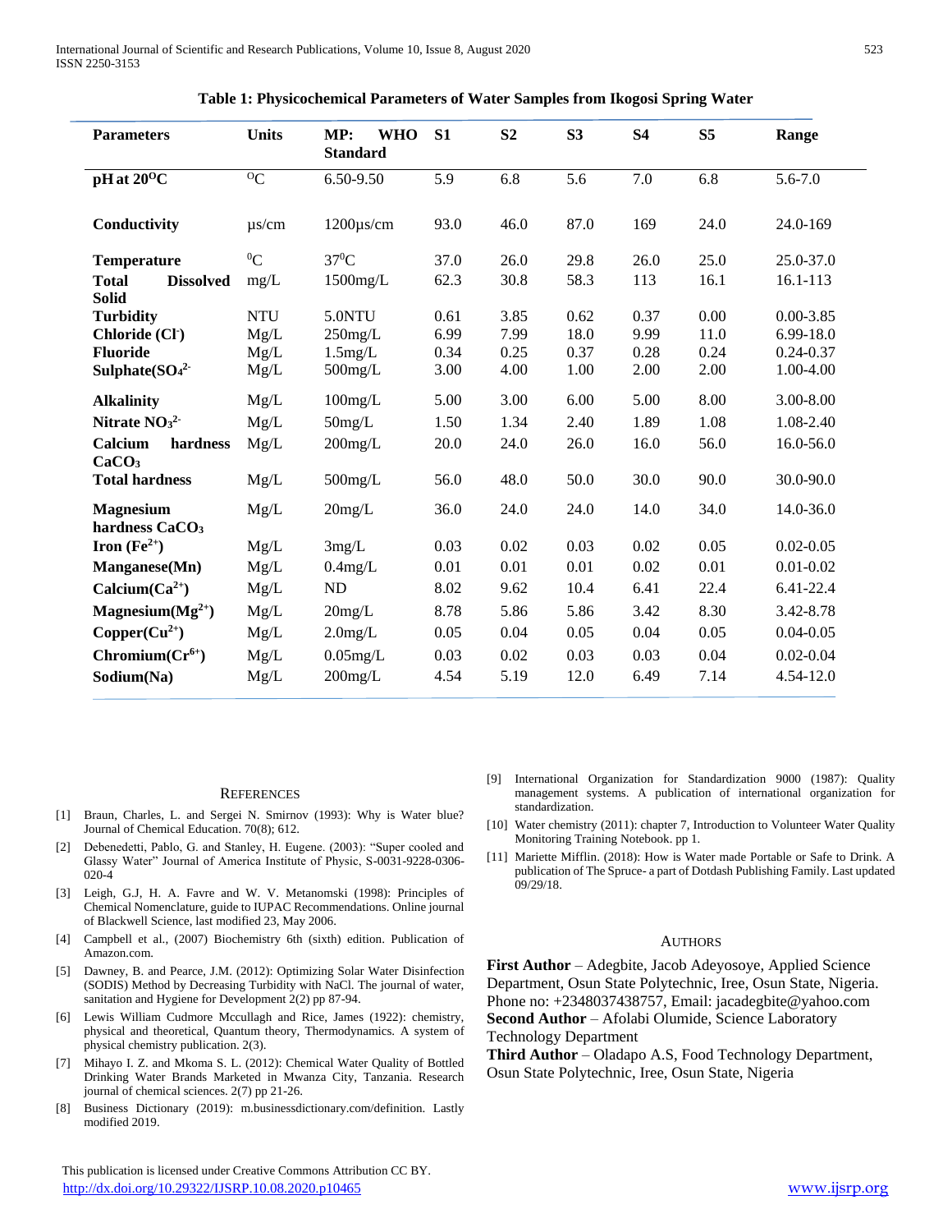**Table 1: Physicochemical Parameters of Water Samples from Ikogosi Spring Water**

| Parameters | Units | MP: WHO Standard | S1 | S2 | S3 | S4 | S5 | Range |
|---|---|---|---|---|---|---|---|---|
| **pH at 20$^{O}$C** | $^{O}$C | 6.50-9.50 | 5.9 | 6.8 | 5.6 | 7.0 | 6.8 | 5.6-7.0 |
| **Conductivity** | µs/cm | 1200µs/cm | 93.0 | 46.0 | 87.0 | 169 | 24.0 | 24.0-169 |
| **Temperature** | $^{0}$C | 37$^{0}$C | 37.0 | 26.0 | 29.8 | 26.0 | 25.0 | 25.0-37.0 |
| **Total Dissolved Solid** | mg/L | 1500mg/L | 62.3 | 30.8 | 58.3 | 113 | 16.1 | 16.1-113 |
| **Turbidity** | NTU | 5.0NTU | 0.61 | 3.85 | 0.62 | 0.37 | 0.00 | 0.00-3.85 |
| **Chloride ($Cl^{-}$)** | Mg/L | 250mg/L | 6.99 | 7.99 | 18.0 | 9.99 | 11.0 | 6.99-18.0 |
| **Fluoride** | Mg/L | 1.5mg/L | 0.34 | 0.25 | 0.37 | 0.28 | 0.24 | 0.24-0.37 |
| **Sulphate($SO_4^{2-}$** | Mg/L | 500mg/L | 3.00 | 4.00 | 1.00 | 2.00 | 2.00 | 1.00-4.00 |
| **Alkalinity** | Mg/L | 100mg/L | 5.00 | 3.00 | 6.00 | 5.00 | 8.00 | 3.00-8.00 |
| **Nitrate $NO_3^{2-}$** | Mg/L | 50mg/L | 1.50 | 1.34 | 2.40 | 1.89 | 1.08 | 1.08-2.40 |
| **Calcium hardness $CaCO_3$** | Mg/L | 200mg/L | 20.0 | 24.0 | 26.0 | 16.0 | 56.0 | 16.0-56.0 |
| **Total hardness** | Mg/L | 500mg/L | 56.0 | 48.0 | 50.0 | 30.0 | 90.0 | 30.0-90.0 |
| **Magnesium hardness $CaCO_3$** | Mg/L | 20mg/L | 36.0 | 24.0 | 24.0 | 14.0 | 34.0 | 14.0-36.0 |
| **Iron ($Fe^{2+}$)** | Mg/L | 3mg/L | 0.03 | 0.02 | 0.03 | 0.02 | 0.05 | 0.02-0.05 |
| **Manganese(Mn)** | Mg/L | 0.4mg/L | 0.01 | 0.01 | 0.01 | 0.02 | 0.01 | 0.01-0.02 |
| **Calcium($Ca^{2+}$)** | Mg/L | ND | 8.02 | 9.62 | 10.4 | 6.41 | 22.4 | 6.41-22.4 |
| **Magnesium($Mg^{2+}$)** | Mg/L | 20mg/L | 8.78 | 5.86 | 5.86 | 3.42 | 8.30 | 3.42-8.78 |
| **Copper($Cu^{2+}$)** | Mg/L | 2.0mg/L | 0.05 | 0.04 | 0.05 | 0.04 | 0.05 | 0.04-0.05 |
| **Chromium($Cr^{6+}$)** | Mg/L | 0.05mg/L | 0.03 | 0.02 | 0.03 | 0.03 | 0.04 | 0.02-0.04 |
| **Sodium(Na)** | Mg/L | 200mg/L | 4.54 | 5.19 | 12.0 | 6.49 | 7.14 | 4.54-12.0 |

## REFERENCES

[1] Braun, Charles, L. and Sergei N. Smirnov (1993): Why is Water blue? Journal of Chemical Education. 70(8); 612.

[2] Debenedetti, Pablo, G. and Stanley, H. Eugene. (2003): "Super cooled and Glassy Water" Journal of America Institute of Physic, S-0031-9228-0306-020-4

[3] Leigh, G.J, H. A. Favre and W. V. Metanomski (1998): Principles of Chemical Nomenclature, guide to IUPAC Recommendations. Online journal of Blackwell Science, last modified 23, May 2006.

[4] Campbell et al., (2007) Biochemistry 6th (sixth) edition. Publication of Amazon.com.

[5] Dawney, B. and Pearce, J.M. (2012): Optimizing Solar Water Disinfection (SODIS) Method by Decreasing Turbidity with NaCl. The journal of water, sanitation and Hygiene for Development 2(2) pp 87-94.

[6] Lewis William Cudmore Mccullagh and Rice, James (1922): chemistry, physical and theoretical, Quantum theory, Thermodynamics. A system of physical chemistry publication. 2(3).

[7] Mihayo I. Z. and Mkoma S. L. (2012): Chemical Water Quality of Bottled Drinking Water Brands Marketed in Mwanza City, Tanzania. Research journal of chemical sciences. 2(7) pp 21-26.

[8] Business Dictionary (2019): m.businessdictionary.com/definition. Lastly modified 2019.

[9] International Organization for Standardization 9000 (1987): Quality management systems. A publication of international organization for standardization.

[10] Water chemistry (2011): chapter 7, Introduction to Volunteer Water Quality Monitoring Training Notebook. pp 1.

[11] Mariette Mifflin. (2018): How is Water made Portable or Safe to Drink. A publication of The Spruce- a part of Dotdash Publishing Family. Last updated 09/29/18.

## AUTHORS

**First Author** – Adegbite, Jacob Adeyosoye, Applied Science Department, Osun State Polytechnic, Iree, Osun State, Nigeria. Phone no: +2348037438757, Email: jacadegbite@yahoo.com

**Second Author** – Afolabi Olumide, Science Laboratory Technology Department

**Third Author** – Oladapo A.S, Food Technology Department, Osun State Polytechnic, Iree, Osun State, Nigeria